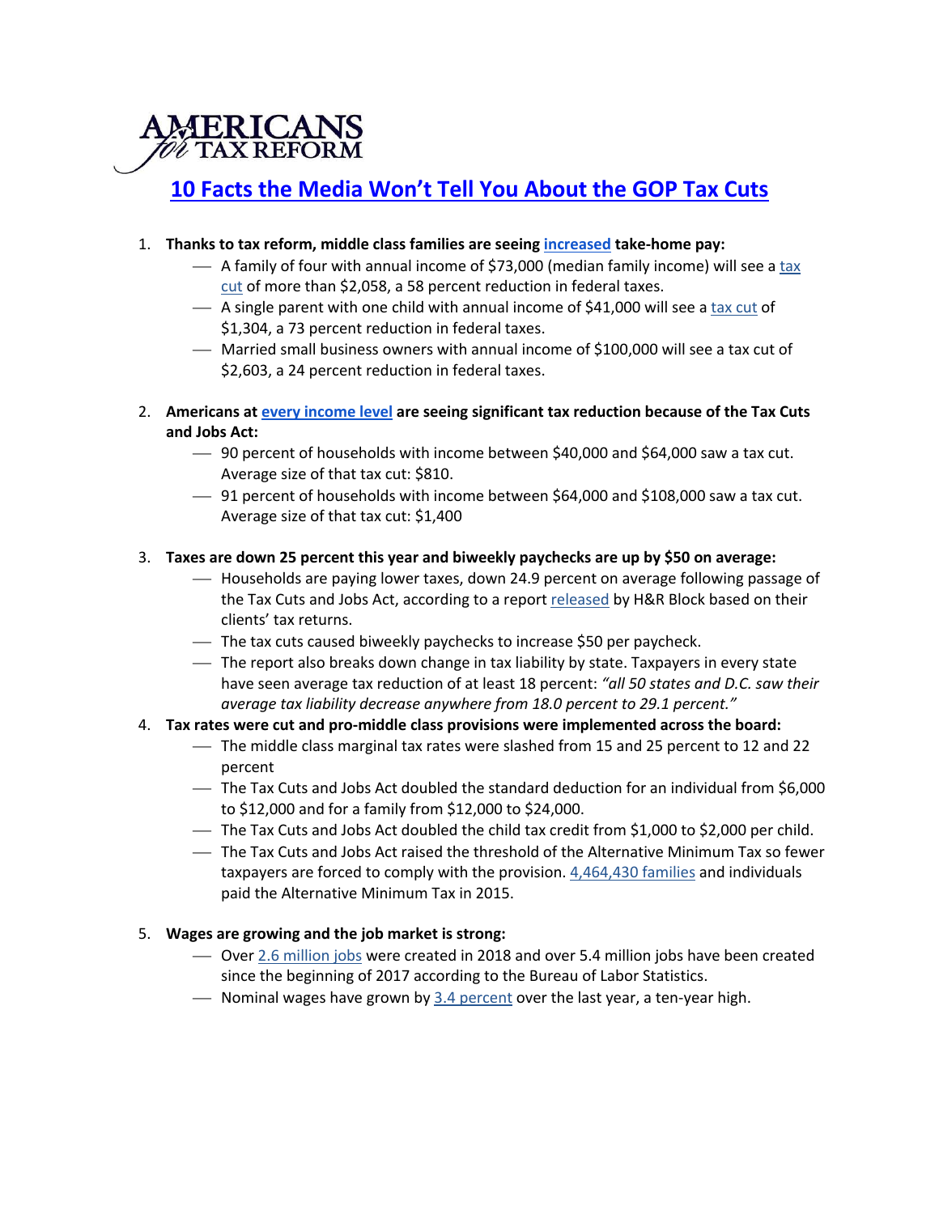AMERICANS for TAX REFORM

# 10 Facts the Media Won't Tell You About the GOP Tax Cuts

1. **Thanks to tax reform, middle class families are seeing increased take-home pay:**
   - A family of four with annual income of $73,000 (median family income) will see a tax cut of more than $2,058, a 58 percent reduction in federal taxes.
   - A single parent with one child with annual income of $41,000 will see a tax cut of $1,304, a 73 percent reduction in federal taxes.
   - Married small business owners with annual income of $100,000 will see a tax cut of $2,603, a 24 percent reduction in federal taxes.

2. **Americans at every income level are seeing significant tax reduction because of the Tax Cuts and Jobs Act:**
   - 90 percent of households with income between $40,000 and $64,000 saw a tax cut. Average size of that tax cut: $810.
   - 91 percent of households with income between $64,000 and $108,000 saw a tax cut. Average size of that tax cut: $1,400

3. **Taxes are down 25 percent this year and biweekly paychecks are up by $50 on average:**
   - Households are paying lower taxes, down 24.9 percent on average following passage of the Tax Cuts and Jobs Act, according to a report released by H&R Block based on their clients' tax returns.
   - The tax cuts caused biweekly paychecks to increase $50 per paycheck.
   - The report also breaks down change in tax liability by state. Taxpayers in every state have seen average tax reduction of at least 18 percent: *"all 50 states and D.C. saw their average tax liability decrease anywhere from 18.0 percent to 29.1 percent."*

4. **Tax rates were cut and pro-middle class provisions were implemented across the board:**
   - The middle class marginal tax rates were slashed from 15 and 25 percent to 12 and 22 percent
   - The Tax Cuts and Jobs Act doubled the standard deduction for an individual from $6,000 to $12,000 and for a family from $12,000 to $24,000.
   - The Tax Cuts and Jobs Act doubled the child tax credit from $1,000 to $2,000 per child.
   - The Tax Cuts and Jobs Act raised the threshold of the Alternative Minimum Tax so fewer taxpayers are forced to comply with the provision. 4,464,430 families and individuals paid the Alternative Minimum Tax in 2015.

5. **Wages are growing and the job market is strong:**
   - Over 2.6 million jobs were created in 2018 and over 5.4 million jobs have been created since the beginning of 2017 according to the Bureau of Labor Statistics.
   - Nominal wages have grown by 3.4 percent over the last year, a ten-year high.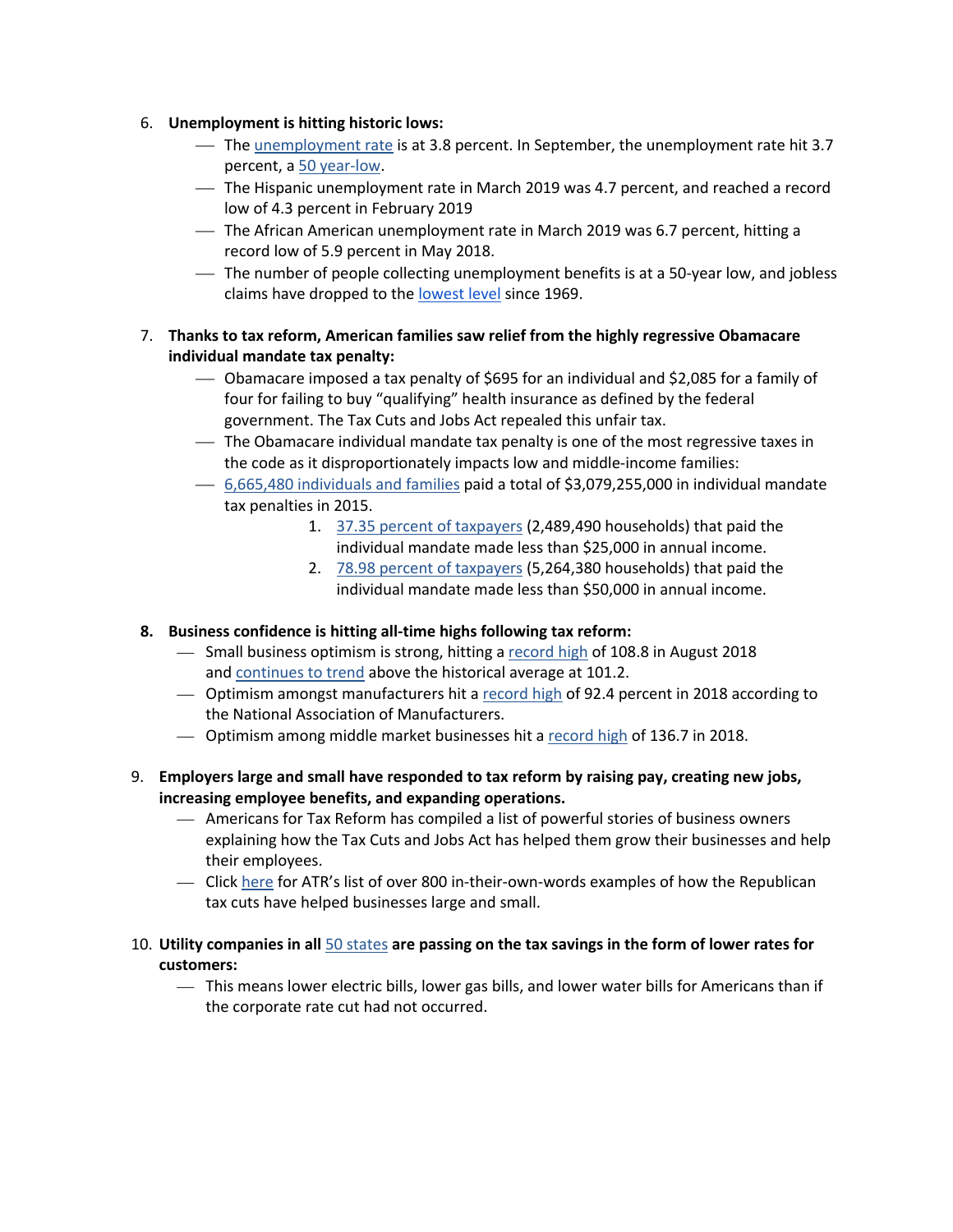6. **Unemployment is hitting historic lows:**
   - The unemployment rate is at 3.8 percent. In September, the unemployment rate hit 3.7 percent, a 50 year-low.
   - The Hispanic unemployment rate in March 2019 was 4.7 percent, and reached a record low of 4.3 percent in February 2019
   - The African American unemployment rate in March 2019 was 6.7 percent, hitting a record low of 5.9 percent in May 2018.
   - The number of people collecting unemployment benefits is at a 50-year low, and jobless claims have dropped to the lowest level since 1969.

7. **Thanks to tax reform, American families saw relief from the highly regressive Obamacare individual mandate tax penalty:**
   - Obamacare imposed a tax penalty of $695 for an individual and $2,085 for a family of four for failing to buy "qualifying" health insurance as defined by the federal government. The Tax Cuts and Jobs Act repealed this unfair tax.
   - The Obamacare individual mandate tax penalty is one of the most regressive taxes in the code as it disproportionately impacts low and middle-income families:
   - 6,665,480 individuals and families paid a total of $3,079,255,000 in individual mandate tax penalties in 2015.
     1. 37.35 percent of taxpayers (2,489,490 households) that paid the individual mandate made less than $25,000 in annual income.
     2. 78.98 percent of taxpayers (5,264,380 households) that paid the individual mandate made less than $50,000 in annual income.

8. **Business confidence is hitting all-time highs following tax reform:**
   - Small business optimism is strong, hitting a record high of 108.8 in August 2018 and continues to trend above the historical average at 101.2.
   - Optimism amongst manufacturers hit a record high of 92.4 percent in 2018 according to the National Association of Manufacturers.
   - Optimism among middle market businesses hit a record high of 136.7 in 2018.

9. **Employers large and small have responded to tax reform by raising pay, creating new jobs, increasing employee benefits, and expanding operations.**
   - Americans for Tax Reform has compiled a list of powerful stories of business owners explaining how the Tax Cuts and Jobs Act has helped them grow their businesses and help their employees.
   - Click here for ATR's list of over 800 in-their-own-words examples of how the Republican tax cuts have helped businesses large and small.

10. **Utility companies in all 50 states are passing on the tax savings in the form of lower rates for customers:**
    - This means lower electric bills, lower gas bills, and lower water bills for Americans than if the corporate rate cut had not occurred.